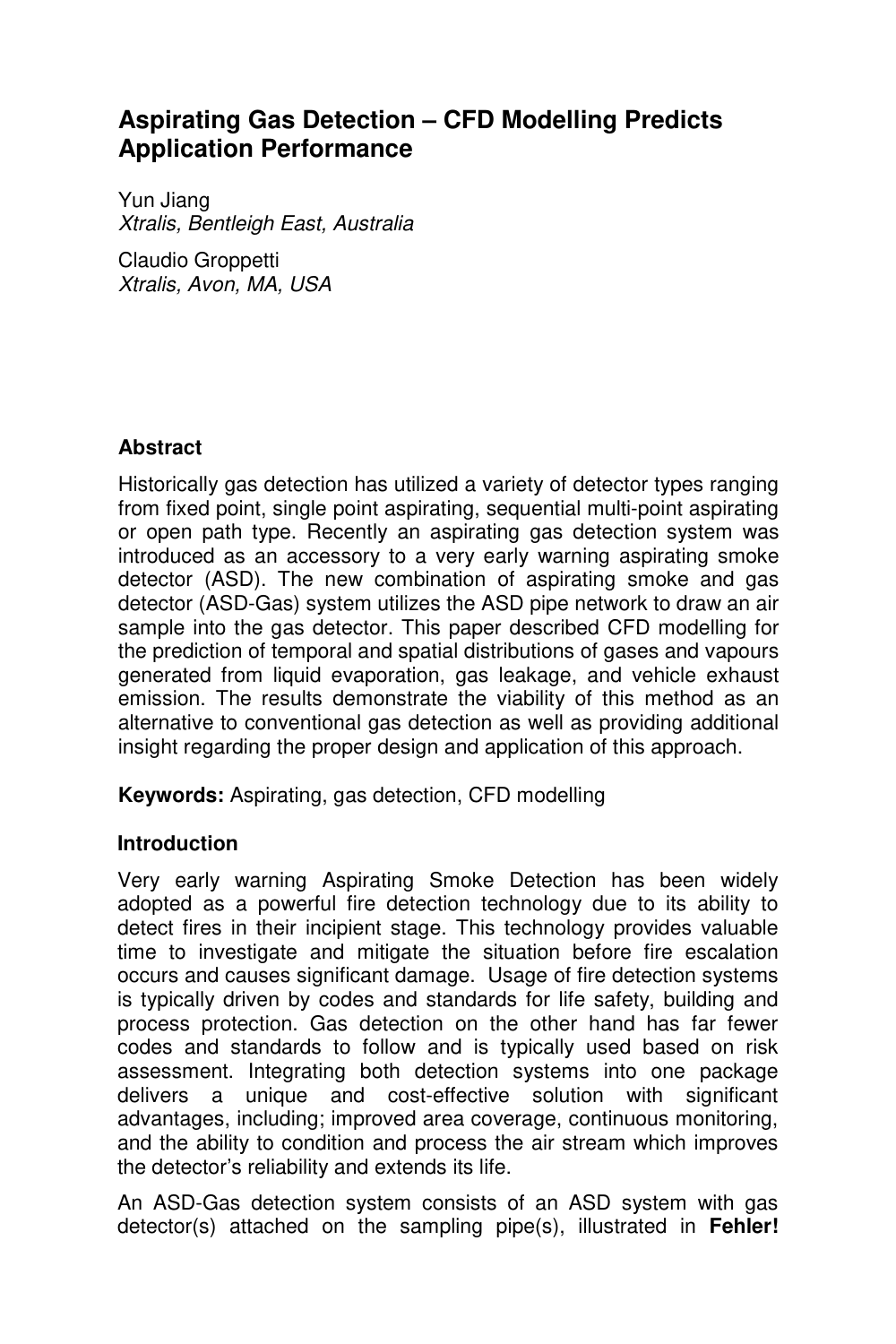# Aspirating Gas Detection – CFD Modelling Predicts Application Performance

Yun Jiang
*Xtralis, Bentleigh East, Australia*

Claudio Groppetti
*Xtralis, Avon, MA, USA*

## Abstract

Historically gas detection has utilized a variety of detector types ranging from fixed point, single point aspirating, sequential multi-point aspirating or open path type. Recently an aspirating gas detection system was introduced as an accessory to a very early warning aspirating smoke detector (ASD). The new combination of aspirating smoke and gas detector (ASD-Gas) system utilizes the ASD pipe network to draw an air sample into the gas detector. This paper described CFD modelling for the prediction of temporal and spatial distributions of gases and vapours generated from liquid evaporation, gas leakage, and vehicle exhaust emission. The results demonstrate the viability of this method as an alternative to conventional gas detection as well as providing additional insight regarding the proper design and application of this approach.

**Keywords:** Aspirating, gas detection, CFD modelling

## Introduction

Very early warning Aspirating Smoke Detection has been widely adopted as a powerful fire detection technology due to its ability to detect fires in their incipient stage. This technology provides valuable time to investigate and mitigate the situation before fire escalation occurs and causes significant damage. Usage of fire detection systems is typically driven by codes and standards for life safety, building and process protection. Gas detection on the other hand has far fewer codes and standards to follow and is typically used based on risk assessment. Integrating both detection systems into one package delivers a unique and cost-effective solution with significant advantages, including; improved area coverage, continuous monitoring, and the ability to condition and process the air stream which improves the detector's reliability and extends its life.

An ASD-Gas detection system consists of an ASD system with gas detector(s) attached on the sampling pipe(s), illustrated in **Fehler!**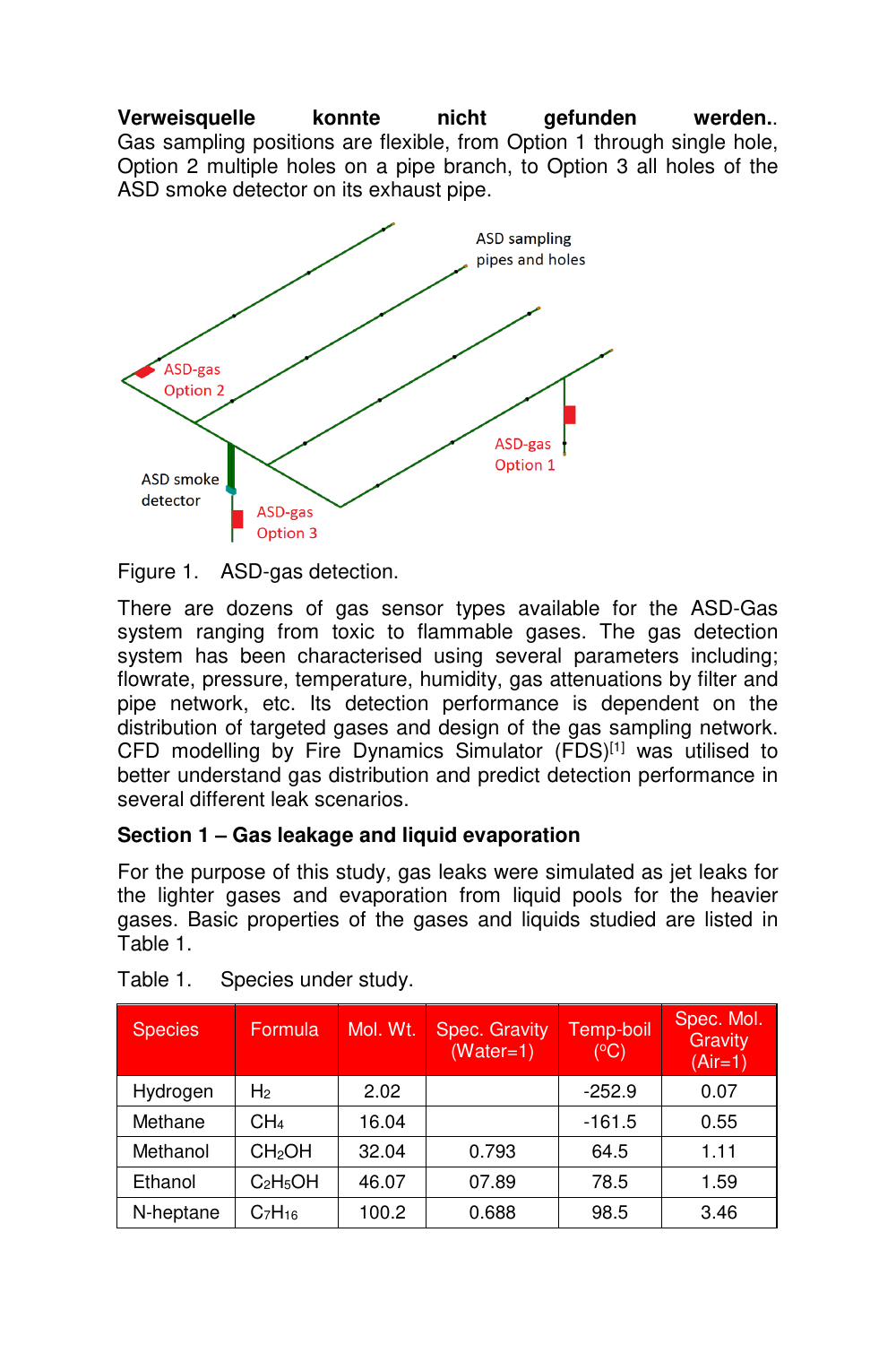**Verweisquelle konnte nicht gefunden werden.**. Gas sampling positions are flexible, from Option 1 through single hole, Option 2 multiple holes on a pipe branch, to Option 3 all holes of the ASD smoke detector on its exhaust pipe.

Figure 1. ASD-gas detection.

There are dozens of gas sensor types available for the ASD-Gas system ranging from toxic to flammable gases. The gas detection system has been characterised using several parameters including; flowrate, pressure, temperature, humidity, gas attenuations by filter and pipe network, etc. Its detection performance is dependent on the distribution of targeted gases and design of the gas sampling network. CFD modelling by Fire Dynamics Simulator (FDS)[1] was utilised to better understand gas distribution and predict detection performance in several different leak scenarios.

**Section 1 – Gas leakage and liquid evaporation**

For the purpose of this study, gas leaks were simulated as jet leaks for the lighter gases and evaporation from liquid pools for the heavier gases. Basic properties of the gases and liquids studied are listed in Table 1.

Table 1. Species under study.

| Species | Formula | Mol. Wt. | Spec. Gravity (Water=1) | Temp-boil (°C) | Spec. Mol. Gravity (Air=1) |
|---|---|---|---|---|---|
| Hydrogen | $H_2$ | 2.02 | | -252.9 | 0.07 |
| Methane | $CH_4$ | 16.04 | | -161.5 | 0.55 |
| Methanol | $CH_2OH$ | 32.04 | 0.793 | 64.5 | 1.11 |
| Ethanol | $C_2H_5OH$ | 46.07 | 07.89 | 78.5 | 1.59 |
| N-heptane | $C_7H_{16}$ | 100.2 | 0.688 | 98.5 | 3.46 |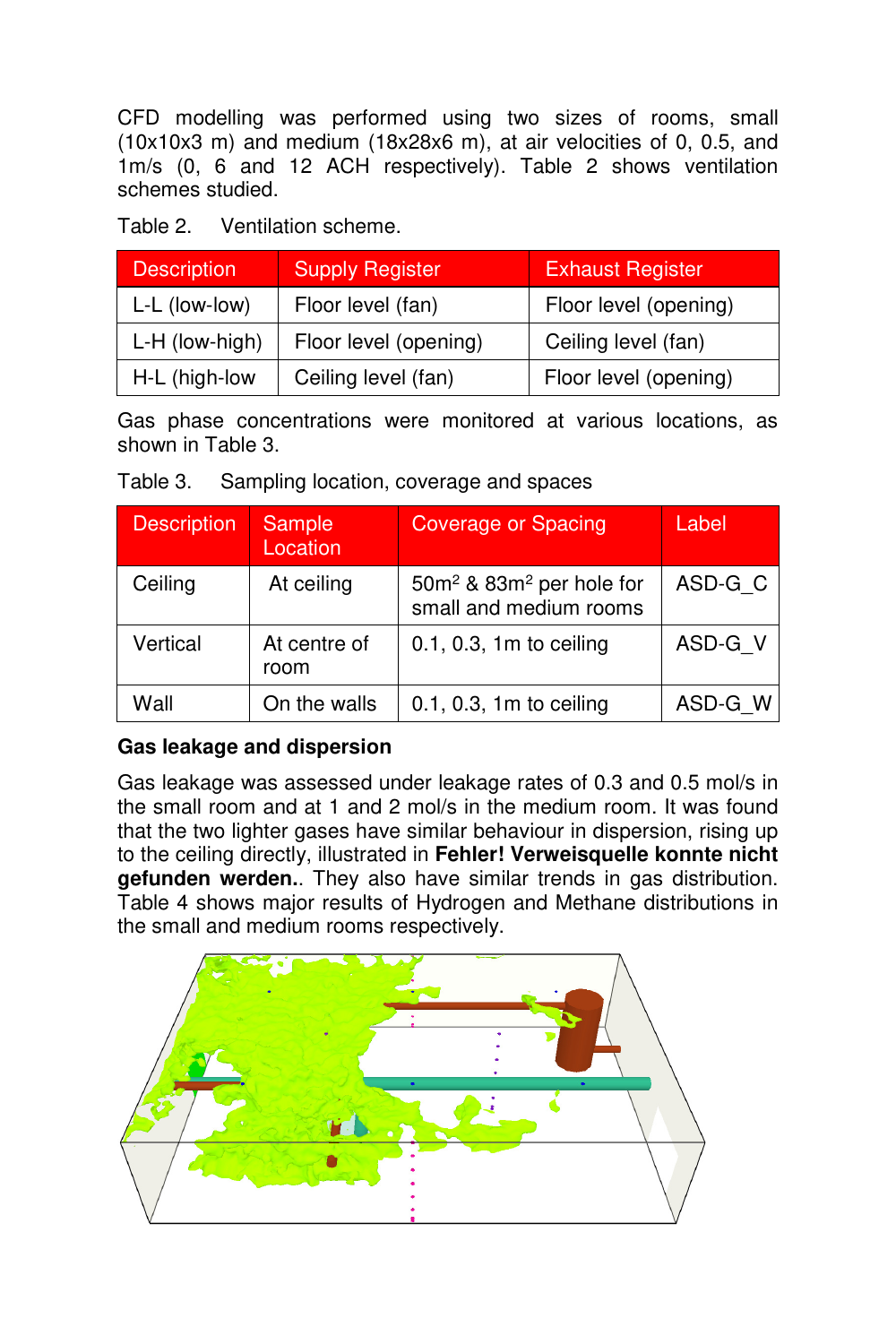CFD modelling was performed using two sizes of rooms, small (10x10x3 m) and medium (18x28x6 m), at air velocities of 0, 0.5, and 1m/s (0, 6 and 12 ACH respectively). Table 2 shows ventilation schemes studied.

Table 2. Ventilation scheme.

| Description | Supply Register | Exhaust Register |
|---|---|---|
| L-L (low-low) | Floor level (fan) | Floor level (opening) |
| L-H (low-high) | Floor level (opening) | Ceiling level (fan) |
| H-L (high-low | Ceiling level (fan) | Floor level (opening) |

Gas phase concentrations were monitored at various locations, as shown in Table 3.

Table 3. Sampling location, coverage and spaces

| Description | Sample Location | Coverage or Spacing | Label |
|---|---|---|---|
| Ceiling | At ceiling | $50m^2$ & $83m^2$ per hole for small and medium rooms | ASD-G_C |
| Vertical | At centre of room | 0.1, 0.3, 1m to ceiling | ASD-G_V |
| Wall | On the walls | 0.1, 0.3, 1m to ceiling | ASD-G_W |

**Gas leakage and dispersion**

Gas leakage was assessed under leakage rates of 0.3 and 0.5 mol/s in the small room and at 1 and 2 mol/s in the medium room. It was found that the two lighter gases have similar behaviour in dispersion, rising up to the ceiling directly, illustrated in **Fehler! Verweisquelle konnte nicht gefunden werden.**. They also have similar trends in gas distribution. Table 4 shows major results of Hydrogen and Methane distributions in the small and medium rooms respectively.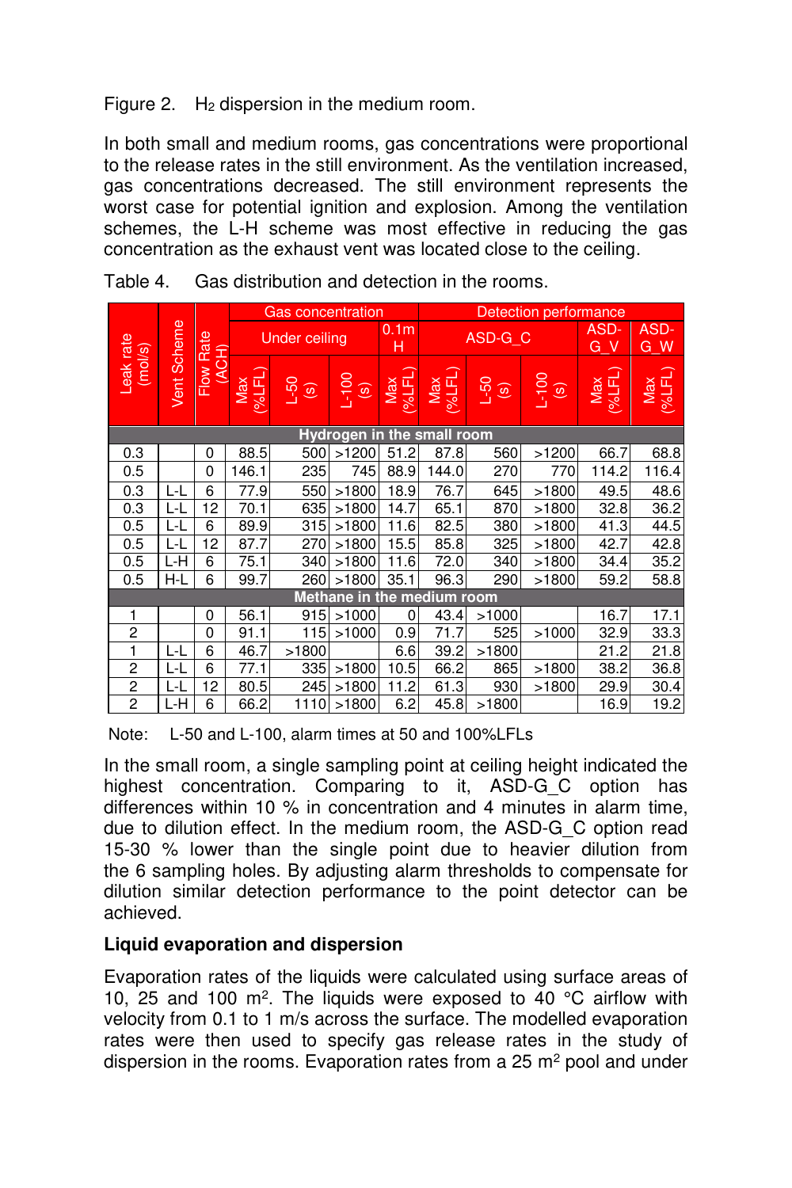Figure 2. $H_2$ dispersion in the medium room.

In both small and medium rooms, gas concentrations were proportional to the release rates in the still environment. As the ventilation increased, gas concentrations decreased. The still environment represents the worst case for potential ignition and explosion. Among the ventilation schemes, the L-H scheme was most effective in reducing the gas concentration as the exhaust vent was located close to the ceiling.

Table 4. Gas distribution and detection in the rooms.

| Leak rate (mol/s) | Vent Scheme | Flow Rate (ACH) | Gas concentration | | | | Detection performance | | | | |
|---|---|---|---|---|---|---|---|---|---|---|---|
| | | | Under ceiling | | | 0.1m H | ASD-G_C | | | ASD-G_V | ASD-G_W |
| | | | Max (%LFL) | L-50 (s) | L-100 (s) | Max (%LFL) | Max (%LFL) | L-50 (s) | L-100 (s) | Max (%LFL) | Max (%LFL) |
| **Hydrogen in the small room** | | | | | | | | | | | |
| 0.3 | | 0 | 88.5 | 500 | >1200 | 51.2 | 87.8 | 560 | >1200 | 66.7 | 68.8 |
| 0.5 | | 0 | 146.1 | 235 | 745 | 88.9 | 144.0 | 270 | 770 | 114.2 | 116.4 |
| 0.3 | L-L | 6 | 77.9 | 550 | >1800 | 18.9 | 76.7 | 645 | >1800 | 49.5 | 48.6 |
| 0.3 | L-L | 12 | 70.1 | 635 | >1800 | 14.7 | 65.1 | 870 | >1800 | 32.8 | 36.2 |
| 0.5 | L-L | 6 | 89.9 | 315 | >1800 | 11.6 | 82.5 | 380 | >1800 | 41.3 | 44.5 |
| 0.5 | L-L | 12 | 87.7 | 270 | >1800 | 15.5 | 85.8 | 325 | >1800 | 42.7 | 42.8 |
| 0.5 | L-H | 6 | 75.1 | 340 | >1800 | 11.6 | 72.0 | 340 | >1800 | 34.4 | 35.2 |
| 0.5 | H-L | 6 | 99.7 | 260 | >1800 | 35.1 | 96.3 | 290 | >1800 | 59.2 | 58.8 |
| **Methane in the medium room** | | | | | | | | | | | |
| 1 | | 0 | 56.1 | 915 | >1000 | 0 | 43.4 | >1000 | | 16.7 | 17.1 |
| 2 | | 0 | 91.1 | 115 | >1000 | 0.9 | 71.7 | 525 | >1000 | 32.9 | 33.3 |
| 1 | L-L | 6 | 46.7 | >1800 | | 6.6 | 39.2 | >1800 | | 21.2 | 21.8 |
| 2 | L-L | 6 | 77.1 | 335 | >1800 | 10.5 | 66.2 | 865 | >1800 | 38.2 | 36.8 |
| 2 | L-L | 12 | 80.5 | 245 | >1800 | 11.2 | 61.3 | 930 | >1800 | 29.9 | 30.4 |
| 2 | L-H | 6 | 66.2 | 1110 | >1800 | 6.2 | 45.8 | >1800 | | 16.9 | 19.2 |

Note: L-50 and L-100, alarm times at 50 and 100%LFLs

In the small room, a single sampling point at ceiling height indicated the highest concentration. Comparing to it, ASD-G_C option has differences within 10 % in concentration and 4 minutes in alarm time, due to dilution effect. In the medium room, the ASD-G_C option read 15-30 % lower than the single point due to heavier dilution from the 6 sampling holes. By adjusting alarm thresholds to compensate for dilution similar detection performance to the point detector can be achieved.

**Liquid evaporation and dispersion**

Evaporation rates of the liquids were calculated using surface areas of 10, 25 and 100 m$^2$. The liquids were exposed to 40 °C airflow with velocity from 0.1 to 1 m/s across the surface. The modelled evaporation rates were then used to specify gas release rates in the study of dispersion in the rooms. Evaporation rates from a 25 m$^2$ pool and under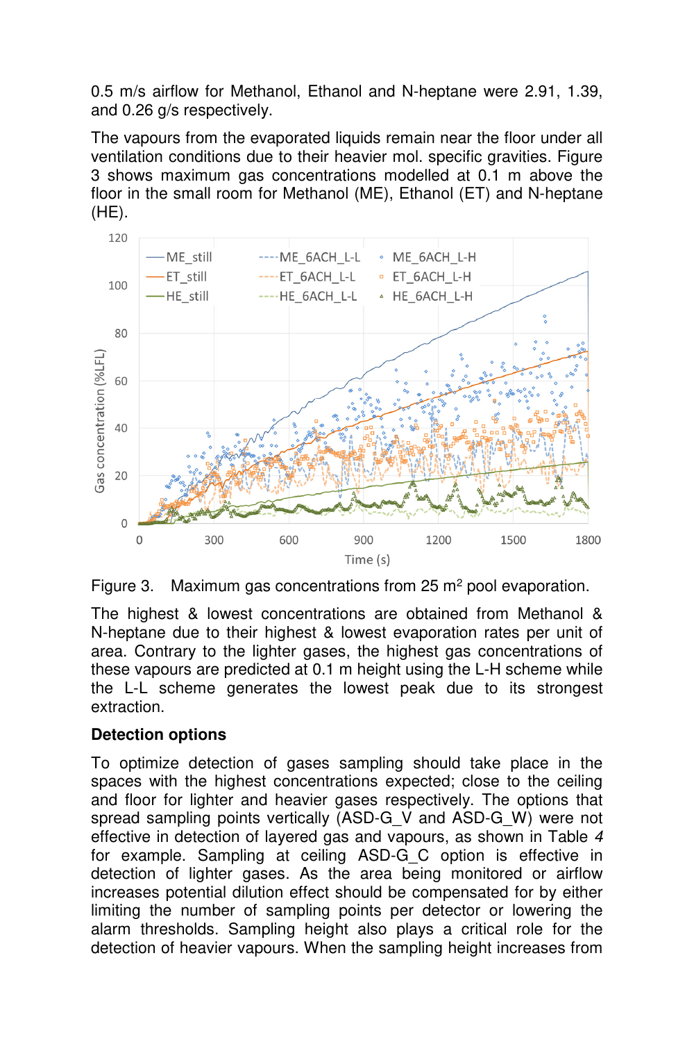0.5 m/s airflow for Methanol, Ethanol and N-heptane were 2.91, 1.39, and 0.26 g/s respectively.

The vapours from the evaporated liquids remain near the floor under all ventilation conditions due to their heavier mol. specific gravities. Figure 3 shows maximum gas concentrations modelled at 0.1 m above the floor in the small room for Methanol (ME), Ethanol (ET) and N-heptane (HE).

Figure 3. Maximum gas concentrations from 25 m$^2$ pool evaporation.

The highest & lowest concentrations are obtained from Methanol & N-heptane due to their highest & lowest evaporation rates per unit of area. Contrary to the lighter gases, the highest gas concentrations of these vapours are predicted at 0.1 m height using the L-H scheme while the L-L scheme generates the lowest peak due to its strongest extraction.

**Detection options**

To optimize detection of gases sampling should take place in the spaces with the highest concentrations expected; close to the ceiling and floor for lighter and heavier gases respectively. The options that spread sampling points vertically (ASD-G_V and ASD-G_W) were not effective in detection of layered gas and vapours, as shown in Table *4* for example. Sampling at ceiling ASD-G_C option is effective in detection of lighter gases. As the area being monitored or airflow increases potential dilution effect should be compensated for by either limiting the number of sampling points per detector or lowering the alarm thresholds. Sampling height also plays a critical role for the detection of heavier vapours. When the sampling height increases from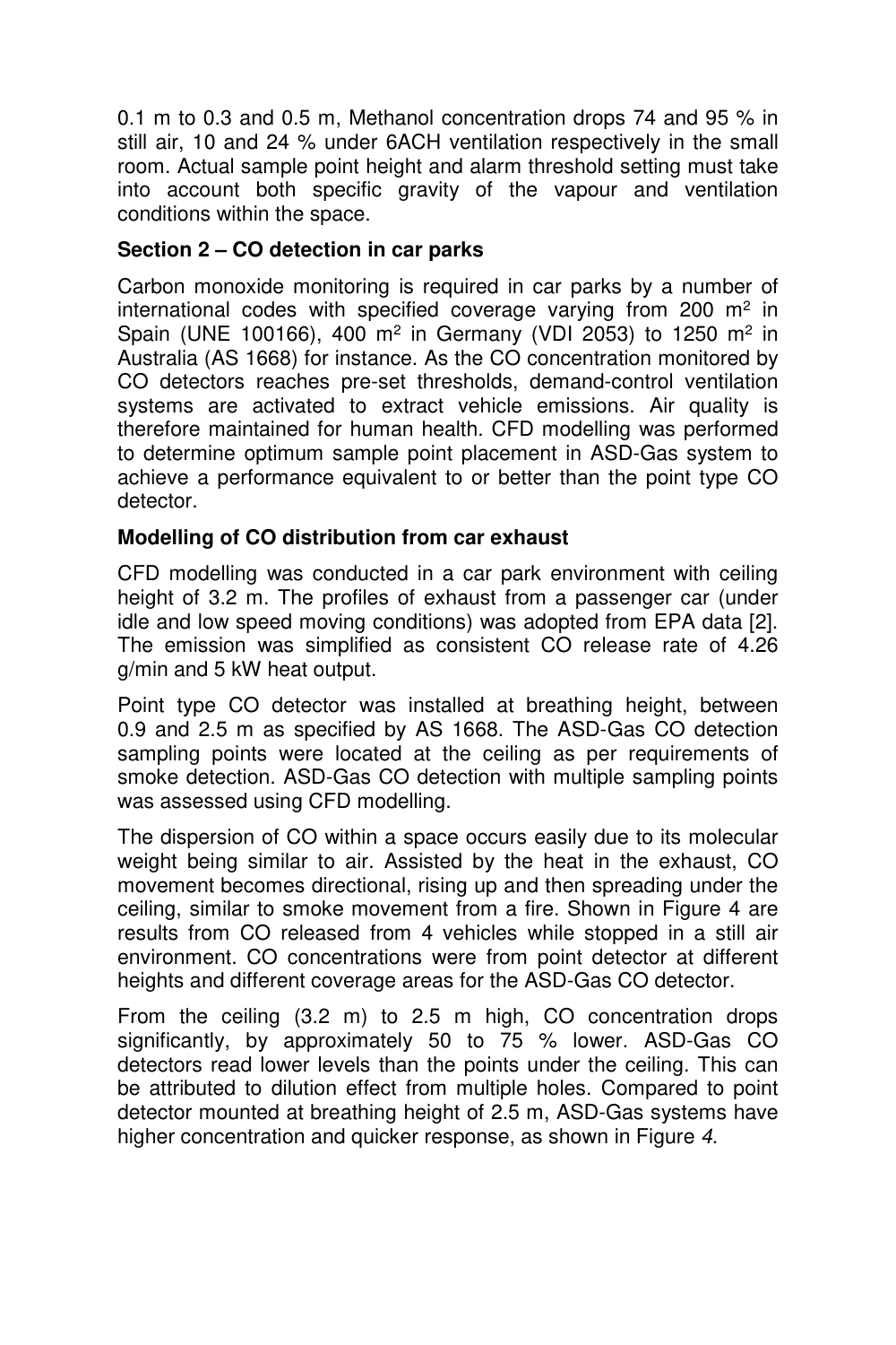0.1 m to 0.3 and 0.5 m, Methanol concentration drops 74 and 95 % in still air, 10 and 24 % under 6ACH ventilation respectively in the small room. Actual sample point height and alarm threshold setting must take into account both specific gravity of the vapour and ventilation conditions within the space.

**Section 2 – CO detection in car parks**

Carbon monoxide monitoring is required in car parks by a number of international codes with specified coverage varying from 200 m$^2$ in Spain (UNE 100166), 400 m$^2$ in Germany (VDI 2053) to 1250 m$^2$ in Australia (AS 1668) for instance. As the CO concentration monitored by CO detectors reaches pre-set thresholds, demand-control ventilation systems are activated to extract vehicle emissions. Air quality is therefore maintained for human health. CFD modelling was performed to determine optimum sample point placement in ASD-Gas system to achieve a performance equivalent to or better than the point type CO detector.

**Modelling of CO distribution from car exhaust**

CFD modelling was conducted in a car park environment with ceiling height of 3.2 m. The profiles of exhaust from a passenger car (under idle and low speed moving conditions) was adopted from EPA data [2]. The emission was simplified as consistent CO release rate of 4.26 g/min and 5 kW heat output.

Point type CO detector was installed at breathing height, between 0.9 and 2.5 m as specified by AS 1668. The ASD-Gas CO detection sampling points were located at the ceiling as per requirements of smoke detection. ASD-Gas CO detection with multiple sampling points was assessed using CFD modelling.

The dispersion of CO within a space occurs easily due to its molecular weight being similar to air. Assisted by the heat in the exhaust, CO movement becomes directional, rising up and then spreading under the ceiling, similar to smoke movement from a fire. Shown in Figure 4 are results from CO released from 4 vehicles while stopped in a still air environment. CO concentrations were from point detector at different heights and different coverage areas for the ASD-Gas CO detector.

From the ceiling (3.2 m) to 2.5 m high, CO concentration drops significantly, by approximately 50 to 75 % lower. ASD-Gas CO detectors read lower levels than the points under the ceiling. This can be attributed to dilution effect from multiple holes. Compared to point detector mounted at breathing height of 2.5 m, ASD-Gas systems have higher concentration and quicker response, as shown in Figure *4*.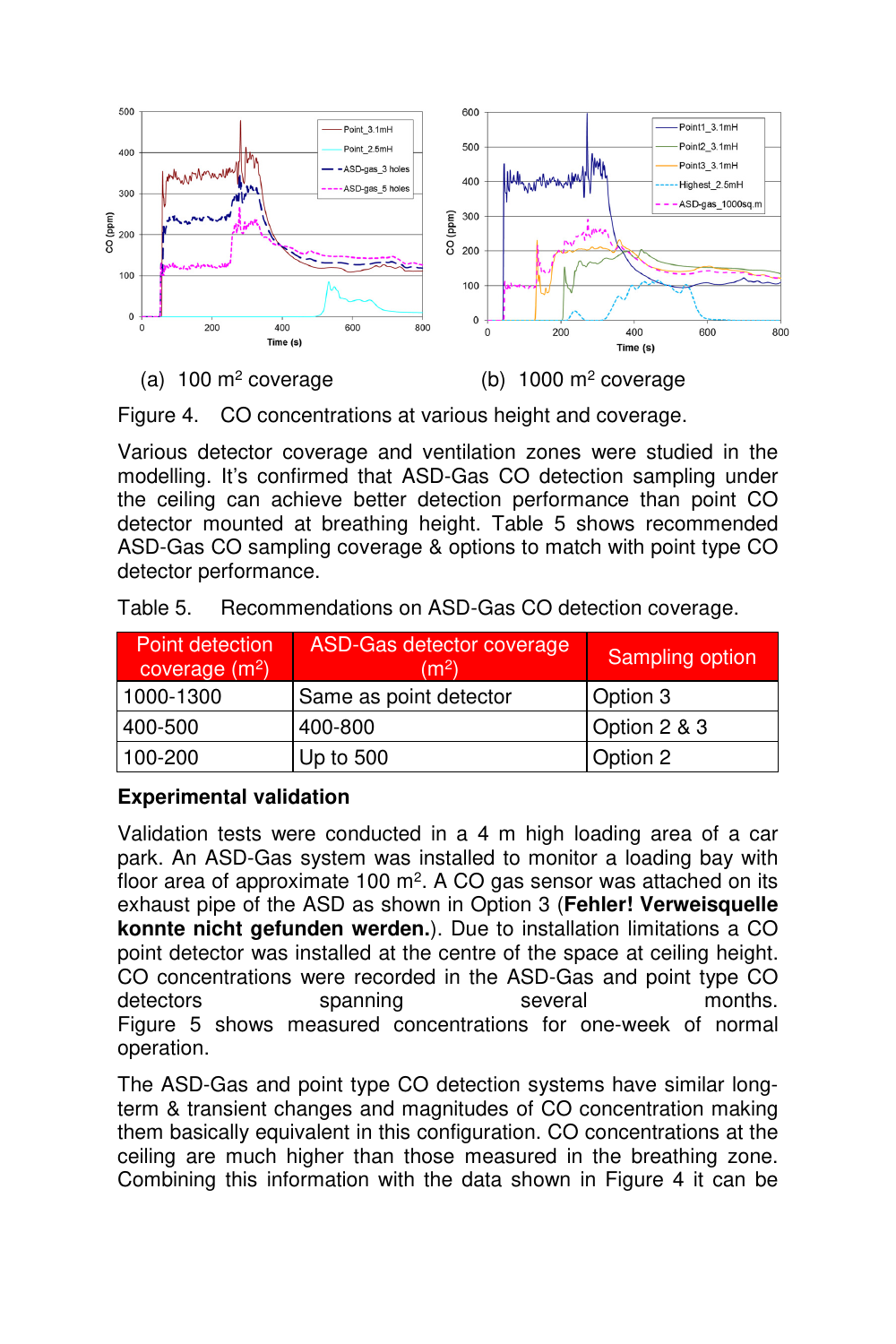(a) 100 m² coverage

(b) 1000 m² coverage

Figure 4. CO concentrations at various height and coverage.

Various detector coverage and ventilation zones were studied in the modelling. It's confirmed that ASD-Gas CO detection sampling under the ceiling can achieve better detection performance than point CO detector mounted at breathing height. Table 5 shows recommended ASD-Gas CO sampling coverage & options to match with point type CO detector performance.

Table 5. Recommendations on ASD-Gas CO detection coverage.

| Point detection coverage ($m^2$) | ASD-Gas detector coverage ($m^2$) | Sampling option |
|---|---|---|
| 1000-1300 | Same as point detector | Option 3 |
| 400-500 | 400-800 | Option 2 & 3 |
| 100-200 | Up to 500 | Option 2 |

### Experimental validation

Validation tests were conducted in a 4 m high loading area of a car park. An ASD-Gas system was installed to monitor a loading bay with floor area of approximately 100 m². A CO gas sensor was attached on its exhaust pipe of the ASD as shown in Option 3 (**Fehler! Verweisquelle konnte nicht gefunden werden.**). Due to installation limitations a CO point detector was installed at the centre of the space at ceiling height. CO concentrations were recorded in the ASD-Gas and point type CO detectors spanning several months. Figure 5 shows measured concentrations for one-week of normal operation.

The ASD-Gas and point type CO detection systems have similar long-term & transient changes and magnitudes of CO concentration making them basically equivalent in this configuration. CO concentrations at the ceiling are much higher than those measured in the breathing zone. Combining this information with the data shown in Figure 4 it can be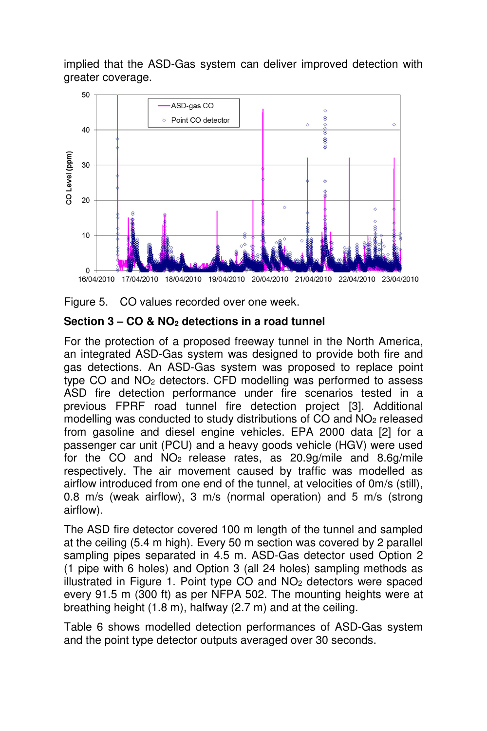implied that the ASD-Gas system can deliver improved detection with greater coverage.

Figure 5. CO values recorded over one week.

**Section 3 – CO & $NO_2$ detections in a road tunnel**

For the protection of a proposed freeway tunnel in the North America, an integrated ASD-Gas system was designed to provide both fire and gas detections. An ASD-Gas system was proposed to replace point type CO and $NO_2$ detectors. CFD modelling was performed to assess ASD fire detection performance under fire scenarios tested in a previous FPRF road tunnel fire detection project [3]. Additional modelling was conducted to study distributions of CO and $NO_2$ released from gasoline and diesel engine vehicles. EPA 2000 data [2] for a passenger car unit (PCU) and a heavy goods vehicle (HGV) were used for the CO and $NO_2$ release rates, as 20.9g/mile and 8.6g/mile respectively. The air movement caused by traffic was modelled as airflow introduced from one end of the tunnel, at velocities of 0m/s (still), 0.8 m/s (weak airflow), 3 m/s (normal operation) and 5 m/s (strong airflow).

The ASD fire detector covered 100 m length of the tunnel and sampled at the ceiling (5.4 m high). Every 50 m section was covered by 2 parallel sampling pipes separated in 4.5 m. ASD-Gas detector used Option 2 (1 pipe with 6 holes) and Option 3 (all 24 holes) sampling methods as illustrated in Figure 1. Point type CO and $NO_2$ detectors were spaced every 91.5 m (300 ft) as per NFPA 502. The mounting heights were at breathing height (1.8 m), halfway (2.7 m) and at the ceiling.

Table 6 shows modelled detection performances of ASD-Gas system and the point type detector outputs averaged over 30 seconds.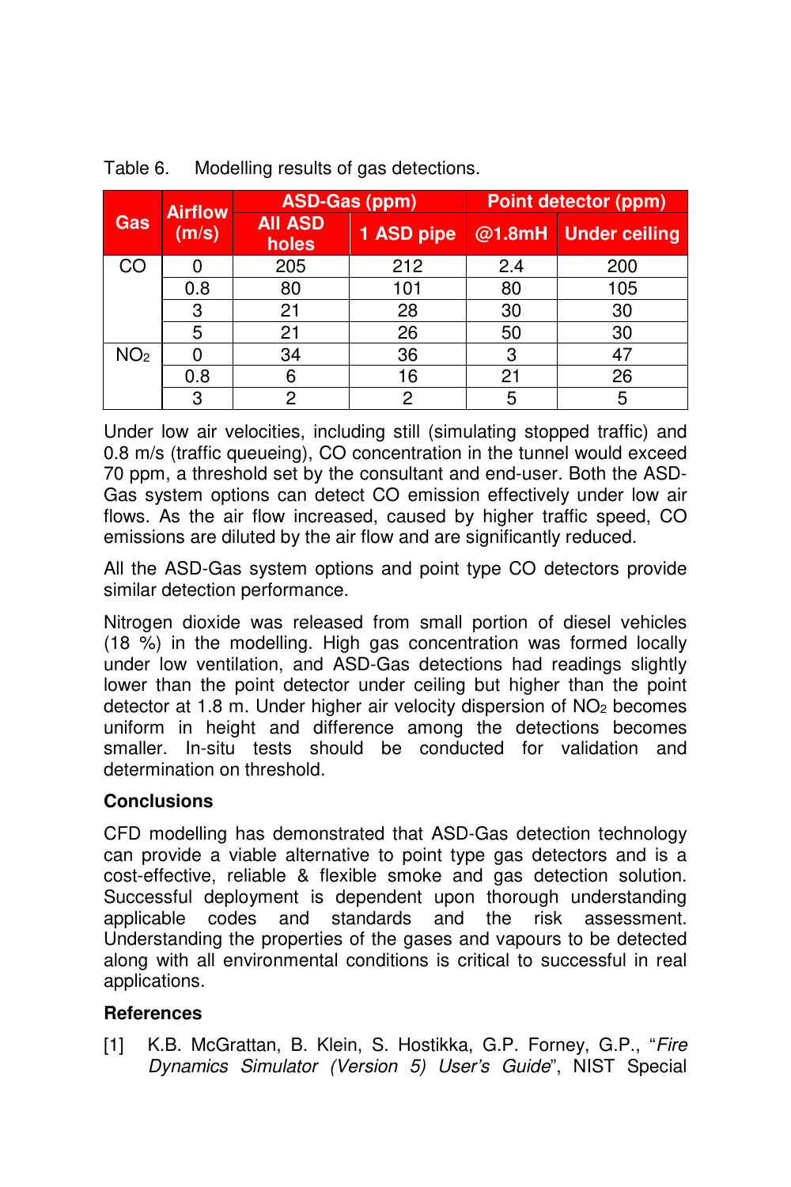Table 6. Modelling results of gas detections.

| Gas | Airflow (m/s) | ASD-Gas (ppm) | | Point detector (ppm) | |
|---|---|---|---|---|---|
| | | All ASD holes | 1 ASD pipe | @1.8mH | Under ceiling |
| CO | 0 | 205 | 212 | 2.4 | 200 |
| | 0.8 | 80 | 101 | 80 | 105 |
| | 3 | 21 | 28 | 30 | 30 |
| | 5 | 21 | 26 | 50 | 30 |
| $NO_2$ | 0 | 34 | 36 | 3 | 47 |
| | 0.8 | 6 | 16 | 21 | 26 |
| | 3 | 2 | 2 | 5 | 5 |

Under low air velocities, including still (simulating stopped traffic) and 0.8 m/s (traffic queueing), CO concentration in the tunnel would exceed 70 ppm, a threshold set by the consultant and end-user. Both the ASD-Gas system options can detect CO emission effectively under low air flows. As the air flow increased, caused by higher traffic speed, CO emissions are diluted by the air flow and are significantly reduced.

All the ASD-Gas system options and point type CO detectors provide similar detection performance.

Nitrogen dioxide was released from small portion of diesel vehicles (18 %) in the modelling. High gas concentration was formed locally under low ventilation, and ASD-Gas detections had readings slightly lower than the point detector under ceiling but higher than the point detector at 1.8 m. Under higher air velocity dispersion of $NO_2$ becomes uniform in height and difference among the detections becomes smaller. In-situ tests should be conducted for validation and determination on threshold.

**Conclusions**

CFD modelling has demonstrated that ASD-Gas detection technology can provide a viable alternative to point type gas detectors and is a cost-effective, reliable & flexible smoke and gas detection solution. Successful deployment is dependent upon thorough understanding applicable codes and standards and the risk assessment. Understanding the properties of the gases and vapours to be detected along with all environmental conditions is critical to successful in real applications.

**References**

[1] K.B. McGrattan, B. Klein, S. Hostikka, G.P. Forney, G.P., "*Fire Dynamics Simulator (Version 5) User's Guide*", NIST Special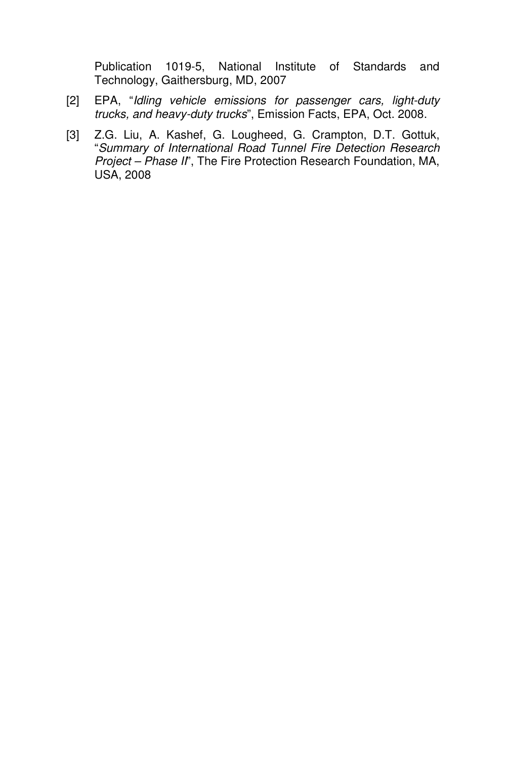Publication 1019-5, National Institute of Standards and Technology, Gaithersburg, MD, 2007

[2] EPA, "*Idling vehicle emissions for passenger cars, light-duty trucks, and heavy-duty trucks*", Emission Facts, EPA, Oct. 2008.

[3] Z.G. Liu, A. Kashef, G. Lougheed, G. Crampton, D.T. Gottuk, "*Summary of International Road Tunnel Fire Detection Research Project – Phase II*", The Fire Protection Research Foundation, MA, USA, 2008